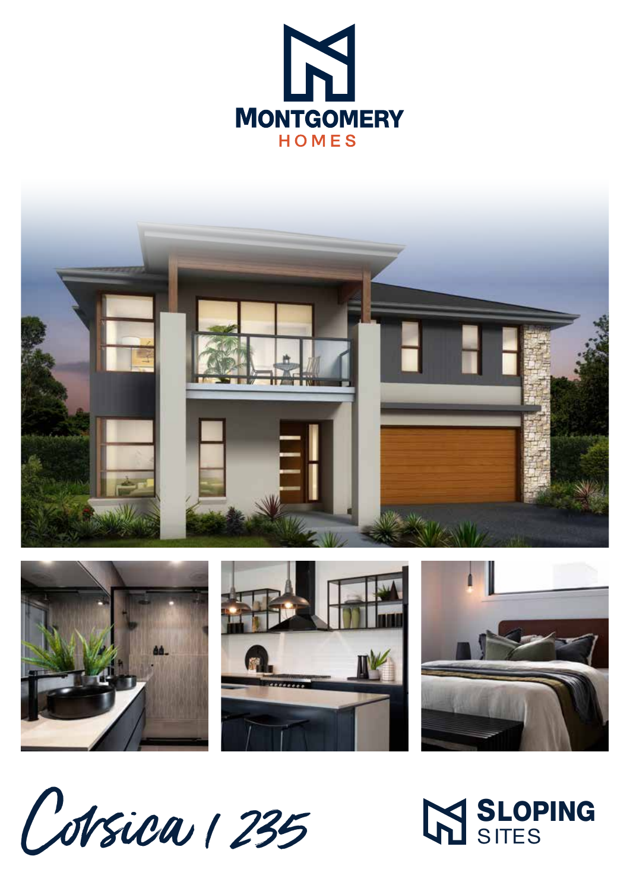MONTGOMERY
HOMES

# Corsica | 235

SLOPING
SITES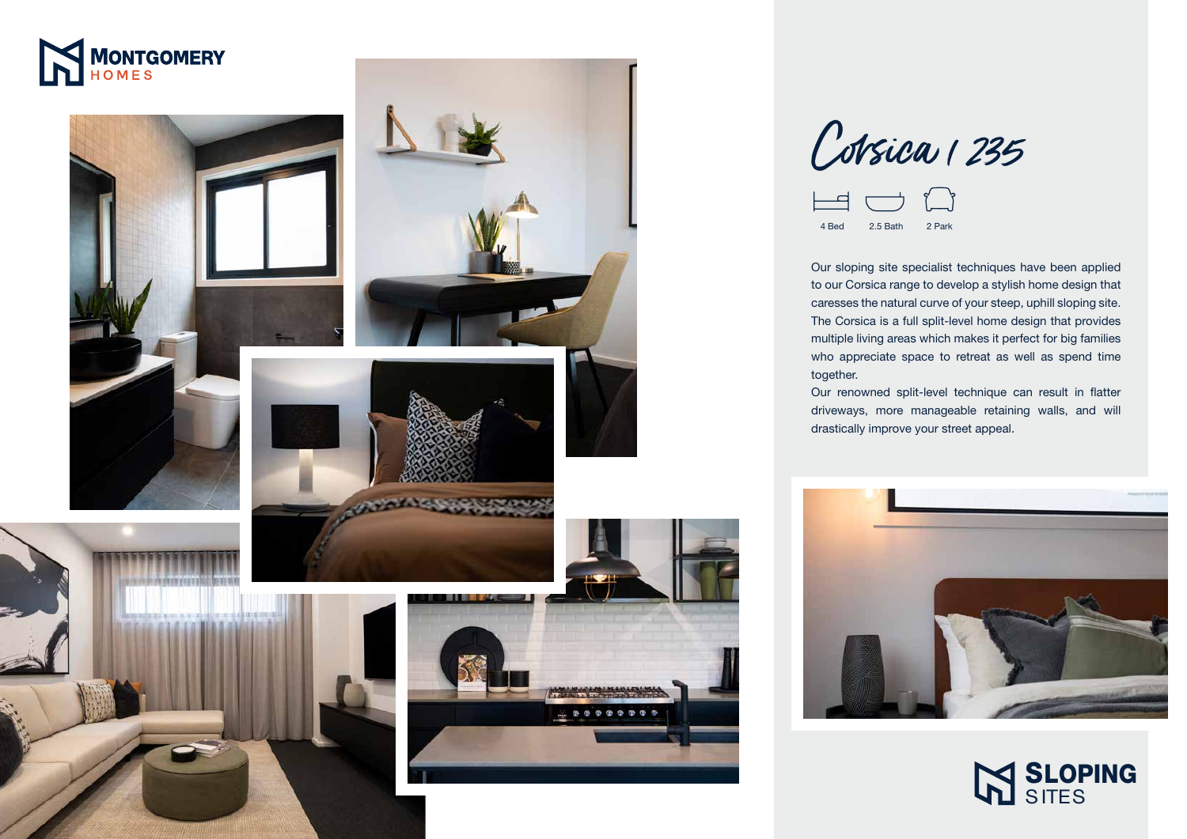MONTGOMERY
HOMES

# Corsica | 235

4 Bed | 2.5 Bath | 2 Park

Our sloping site specialist techniques have been applied to our Corsica range to develop a stylish home design that caresses the natural curve of your steep, uphill sloping site. The Corsica is a full split-level home design that provides multiple living areas which makes it perfect for big families who appreciate space to retreat as well as spend time together.

Our renowned split-level technique can result in flatter driveways, more manageable retaining walls, and will drastically improve your street appeal.

SLOPING
SITES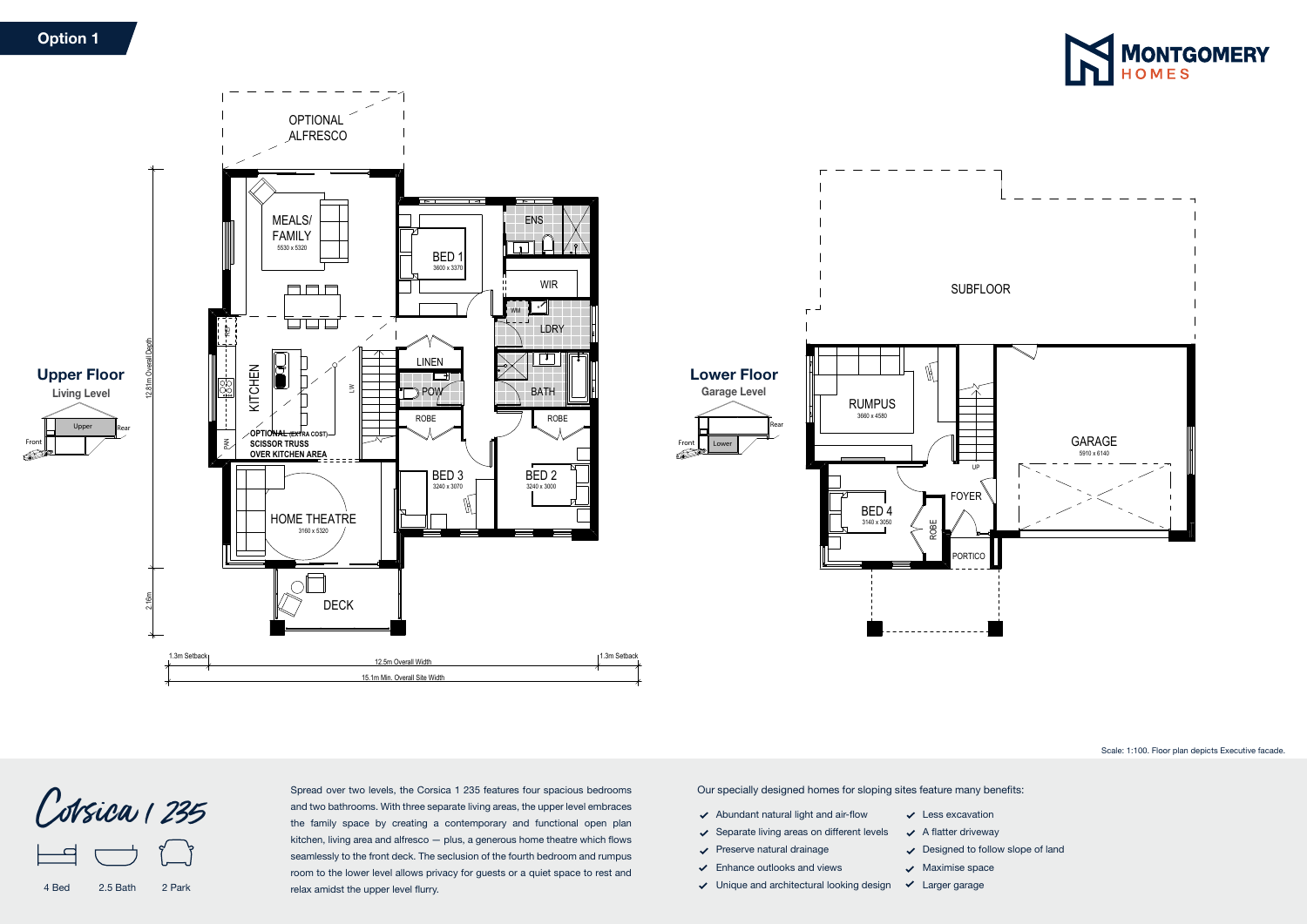Option 1

MONTGOMERY HOMES

## Upper Floor
Living Level

OPTIONAL ALFRESCO

MEALS/ FAMILY 5530 x 5320

BED 1 3600 x 3370

ENS

WIR

WM

LDRY

REF

KITCHEN

LW

LINEN

POW

BATH

PAN

OPTIONAL (EXTRA COST) SCISSOR TRUSS OVER KITCHEN AREA

ROBE

ROBE

BED 3 3240 x 3070

BED 2 3240 x 3000

HOME THEATRE 3160 x 5320

DECK

12.81m Overall Depth

2.16m

1.3m Setback | 12.5m Overall Width | 1.3m Setback

15.1m Min. Overall Site Width

Front | Upper | Rear

## Lower Floor
Garage Level

SUBFLOOR

RUMPUS 3660 x 4580

UP

GARAGE 5910 x 6140

FOYER

BED 4 3140 x 3050

ROBE

PORTICO

Front | Lower | Rear

Scale: 1:100. Floor plan depicts Executive facade.

# Corsica 1 235

4 Bed | 2.5 Bath | 2 Park

Spread over two levels, the Corsica 1 235 features four spacious bedrooms and two bathrooms. With three separate living areas, the upper level embraces the family space by creating a contemporary and functional open plan kitchen, living area and alfresco — plus, a generous home theatre which flows seamlessly to the front deck. The seclusion of the fourth bedroom and rumpus room to the lower level allows privacy for guests or a quiet space to rest and relax amidst the upper level flurry.

Our specially designed homes for sloping sites feature many benefits:

- Abundant natural light and air-flow
- Separate living areas on different levels
- Preserve natural drainage
- Enhance outlooks and views
- Unique and architectural looking design
- Less excavation
- A flatter driveway
- Designed to follow slope of land
- Maximise space
- Larger garage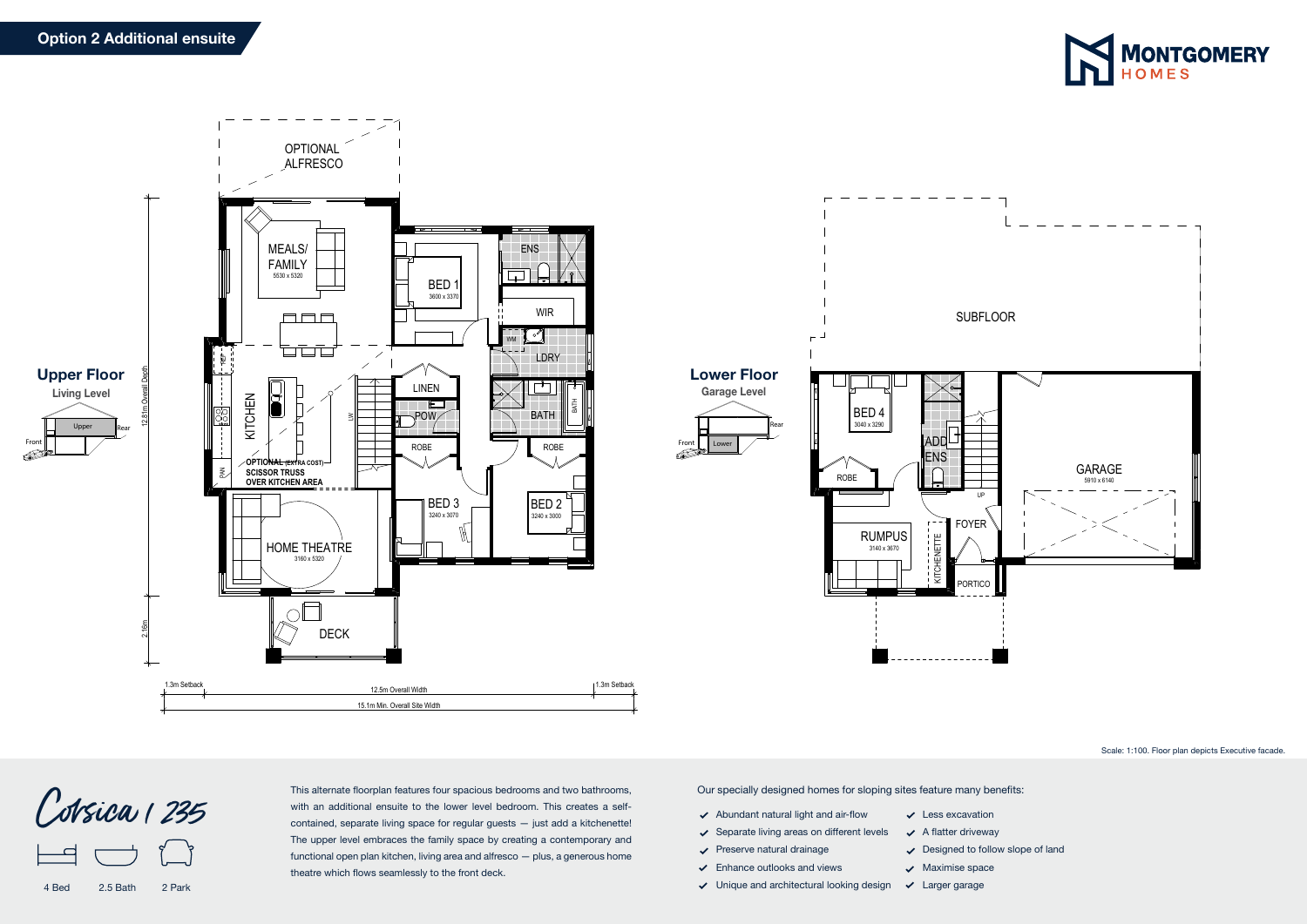# Option 2 Additional ensuite

MONTGOMERY HOMES

## Upper Floor

Living Level

OPTIONAL ALFRESCO

MEALS/ FAMILY 5530 x 5320

BED 1 3600 x 3370

ENS

WIR

LDRY

KITCHEN

LINEN

POW

BATH

ROBE

ROBE

BED 3 3240 x 3070

BED 2 3240 x 3000

OPTIONAL (EXTRA COST) SCISSOR TRUSS OVER KITCHEN AREA

HOME THEATRE 3160 x 5320

DECK

12.81m Overall Depth

2.16m

1.3m Setback — 12.5m Overall Width — 1.3m Setback

15.1m Min. Overall Site Width

## Lower Floor

Garage Level

SUBFLOOR

BED 4 3040 x 3290

ADD ENS

ROBE

RUMPUS 3140 x 3670

KITCHENETTE

FOYER

PORTICO

GARAGE 5910 x 6140

Scale: 1:100. Floor plan depicts Executive facade.

# Corsica | 235

4 Bed — 2.5 Bath — 2 Park

This alternate floorplan features four spacious bedrooms and two bathrooms, with an additional ensuite to the lower level bedroom. This creates a self-contained, separate living space for regular guests — just add a kitchenette! The upper level embraces the family space by creating a contemporary and functional open plan kitchen, living area and alfresco — plus, a generous home theatre which flows seamlessly to the front deck.

Our specially designed homes for sloping sites feature many benefits:

- Abundant natural light and air-flow
- Separate living areas on different levels
- Preserve natural drainage
- Enhance outlooks and views
- Unique and architectural looking design
- Less excavation
- A flatter driveway
- Designed to follow slope of land
- Maximise space
- Larger garage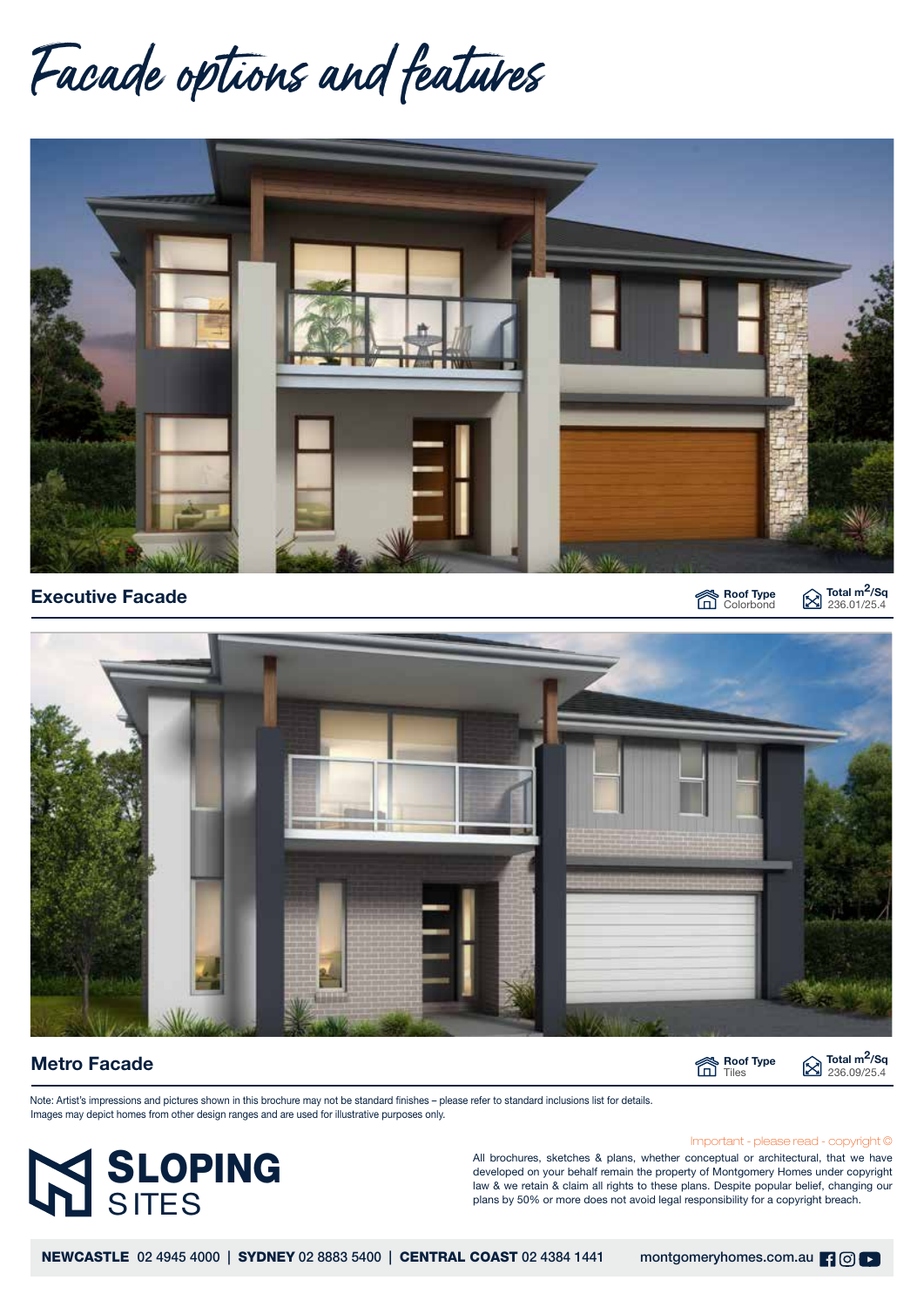# Facade options and features

## Executive Facade

Roof Type
Colorbond

Total m²/Sq
236.01/25.4

## Metro Facade

Roof Type
Tiles

Total m²/Sq
236.09/25.4

Note: Artist's impressions and pictures shown in this brochure may not be standard finishes – please refer to standard inclusions list for details.
Images may depict homes from other design ranges and are used for illustrative purposes only.

**SLOPING** SITES

Important - please read - copyright ©

All brochures, sketches & plans, whether conceptual or architectural, that we have developed on your behalf remain the property of Montgomery Homes under copyright law & we retain & claim all rights to these plans. Despite popular belief, changing our plans by 50% or more does not avoid legal responsibility for a copyright breach.

**NEWCASTLE** 02 4945 4000 | **SYDNEY** 02 8883 5400 | **CENTRAL COAST** 02 4384 1441 montgomeryhomes.com.au